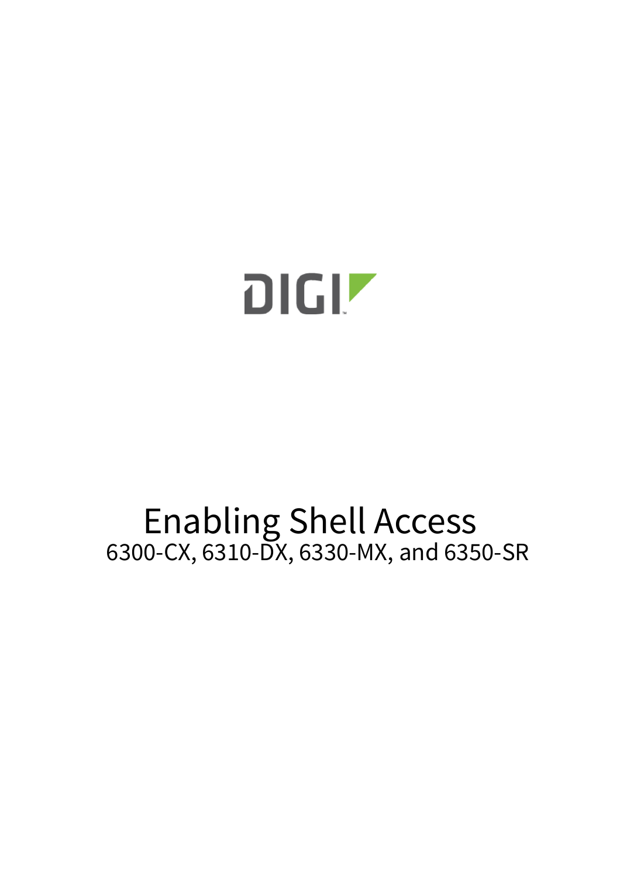DIGI

# Enabling Shell Access

6300-CX, 6310-DX, 6330-MX, and 6350-SR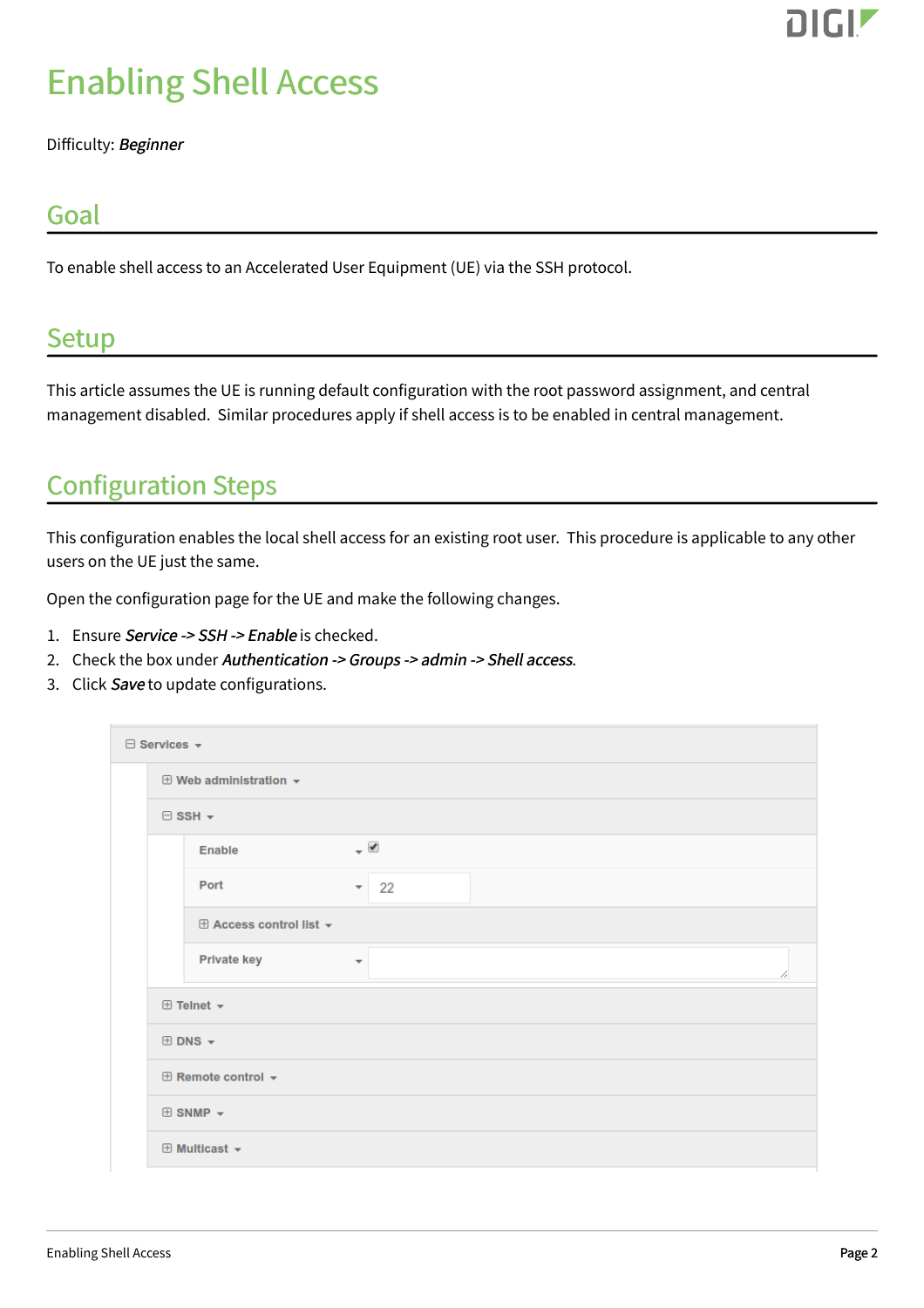# Enabling Shell Access

Difficulty: ***Beginner***

## Goal

To enable shell access to an Accelerated User Equipment (UE) via the SSH protocol.

## Setup

This article assumes the UE is running default configuration with the root password assignment, and central management disabled. Similar procedures apply if shell access is to be enabled in central management.

## Configuration Steps

This configuration enables the local shell access for an existing root user. This procedure is applicable to any other users on the UE just the same.

Open the configuration page for the UE and make the following changes.

1. Ensure ***Service -> SSH -> Enable*** is checked.
2. Check the box under ***Authentication -> Groups -> admin -> Shell access***.
3. Click ***Save*** to update configurations.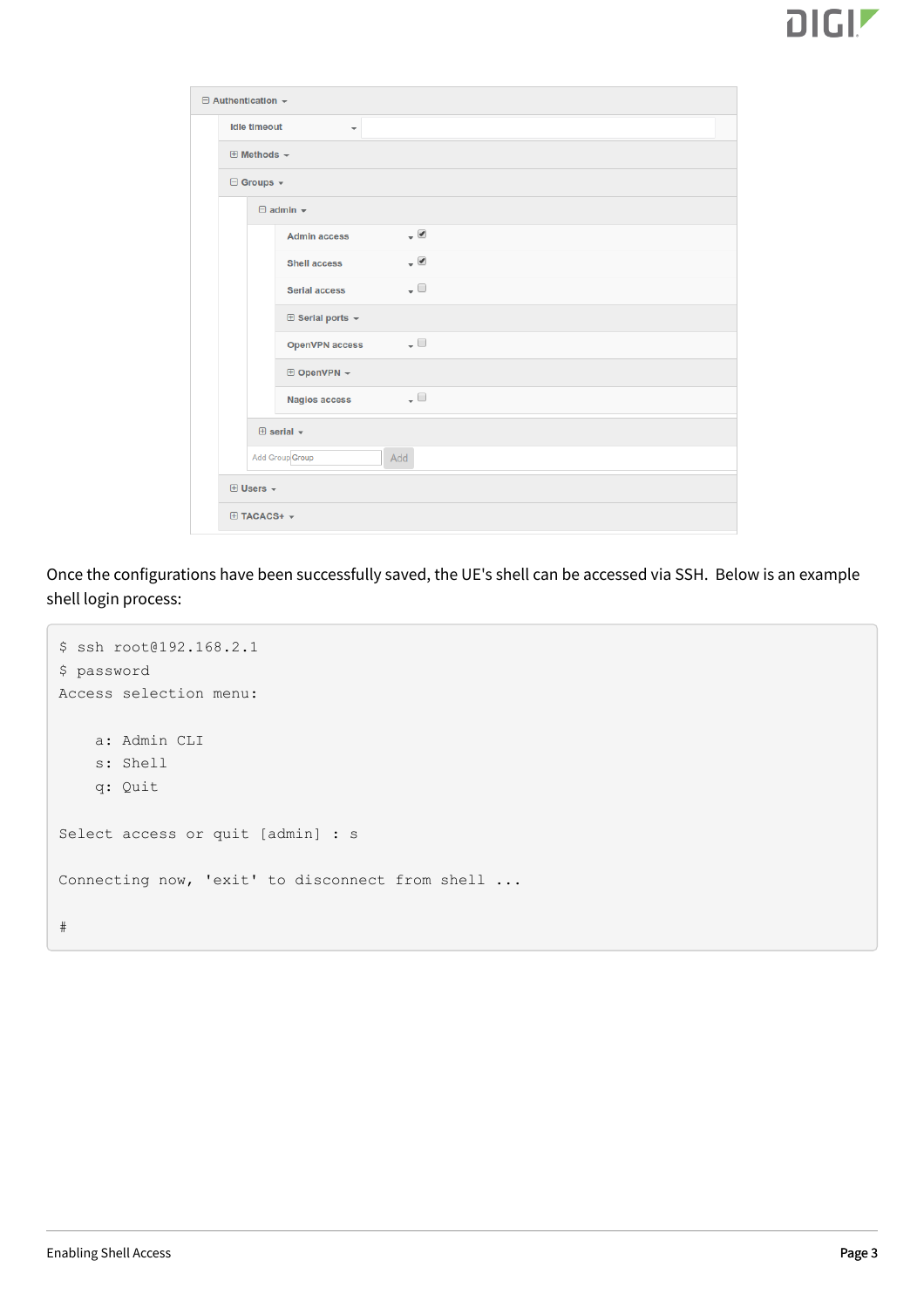⊟ Authentication

Idle timeout

⊞ Methods

⊟ Groups

⊟ admin

| | |
|---|---|
| Admin access | ☑ |
| Shell access | ☑ |
| Serial access | ☐ |
| ⊞ Serial ports | |
| OpenVPN access | ☐ |
| ⊞ OpenVPN | |
| Nagios access | ☐ |

⊞ serial

Add Group [Group] Add

⊞ Users

⊞ TACACS+

Once the configurations have been successfully saved, the UE's shell can be accessed via SSH. Below is an example shell login process:

```
$ ssh root@192.168.2.1
$ password
Access selection menu:

    a: Admin CLI
    s: Shell
    q: Quit

Select access or quit [admin] : s

Connecting now, 'exit' to disconnect from shell ...

#
```